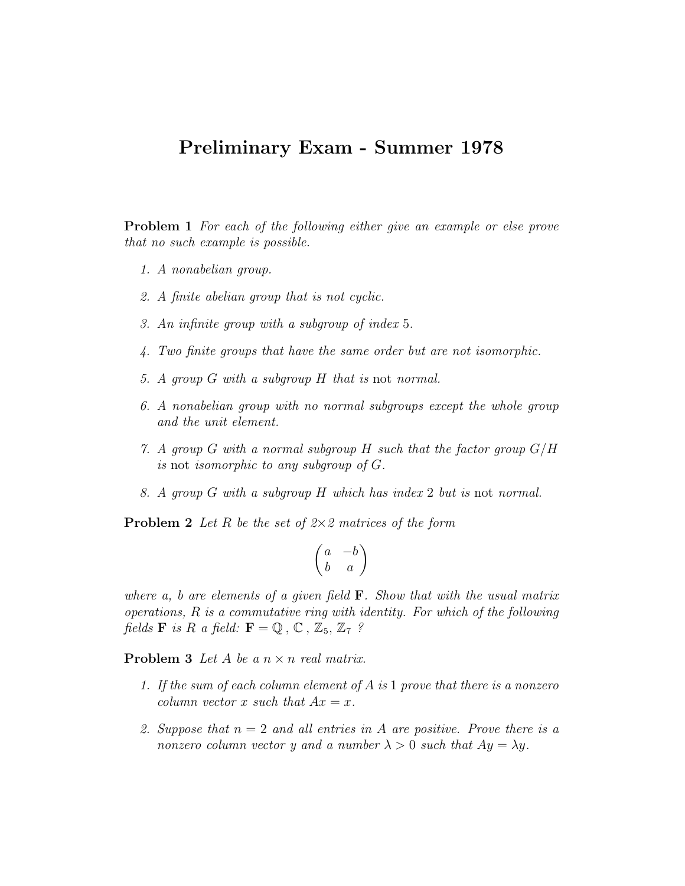# Preliminary Exam - Summer 1978

**Problem 1** *For each of the following either give an example or else prove that no such example is possible.*

1. *A nonabelian group.*
2. *A finite abelian group that is not cyclic.*
3. *An infinite group with a subgroup of index* 5.
4. *Two finite groups that have the same order but are not isomorphic.*
5. *A group $G$ with a subgroup $H$ that is* not *normal.*
6. *A nonabelian group with no normal subgroups except the whole group and the unit element.*
7. *A group $G$ with a normal subgroup $H$ such that the factor group $G/H$ is* not *isomorphic to any subgroup of $G$.*
8. *A group $G$ with a subgroup $H$ which has index* 2 *but is* not *normal.*

**Problem 2** *Let $R$ be the set of $2\times 2$ matrices of the form*

$$\begin{pmatrix} a & -b \\ b & a \end{pmatrix}$$

*where $a$, $b$ are elements of a given field $\mathbf{F}$. Show that with the usual matrix operations, $R$ is a commutative ring with identity. For which of the following fields $\mathbf{F}$ is $R$ a field: $\mathbf{F} = \mathbb{Q}$, $\mathbb{C}$, $\mathbb{Z}_5$, $\mathbb{Z}_7$ ?*

**Problem 3** *Let $A$ be a $n \times n$ real matrix.*

1. *If the sum of each column element of $A$ is* 1 *prove that there is a nonzero column vector $x$ such that $Ax = x$.*
2. *Suppose that $n = 2$ and all entries in $A$ are positive. Prove there is a nonzero column vector $y$ and a number $\lambda > 0$ such that $Ay = \lambda y$.*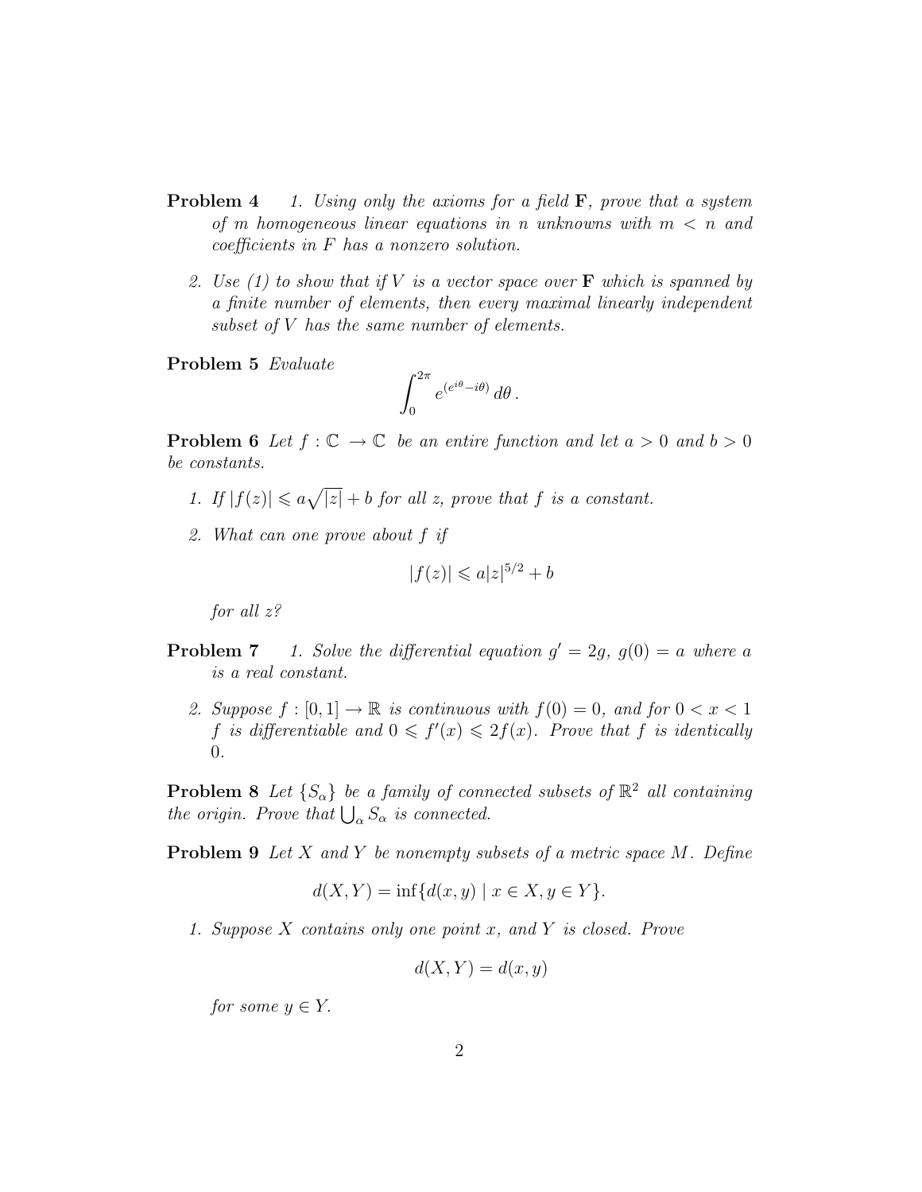**Problem 4**

1. *Using only the axioms for a field* $\mathbf{F}$*, prove that a system of* $m$ *homogeneous linear equations in* $n$ *unknowns with* $m < n$ *and coefficients in* $F$ *has a nonzero solution.*

2. *Use (1) to show that if* $V$ *is a vector space over* $\mathbf{F}$ *which is spanned by a finite number of elements, then every maximal linearly independent subset of* $V$ *has the same number of elements.*

**Problem 5** *Evaluate*

$$\int_0^{2\pi} e^{(e^{i\theta} - i\theta)}\, d\theta\,.$$

**Problem 6** *Let* $f : \mathbb{C} \to \mathbb{C}$ *be an entire function and let* $a > 0$ *and* $b > 0$ *be constants.*

1. *If* $|f(z)| \leqslant a\sqrt{|z|} + b$ *for all* $z$*, prove that* $f$ *is a constant.*

2. *What can one prove about* $f$ *if*

$$|f(z)| \leqslant a|z|^{5/2} + b$$

*for all* $z$*?*

**Problem 7**

1. *Solve the differential equation* $g' = 2g$*,* $g(0) = a$ *where* $a$ *is a real constant.*

2. *Suppose* $f : [0, 1] \to \mathbb{R}$ *is continuous with* $f(0) = 0$*, and for* $0 < x < 1$ $f$ *is differentiable and* $0 \leqslant f'(x) \leqslant 2f(x)$*. Prove that* $f$ *is identically* $0$*.*

**Problem 8** *Let* $\{S_\alpha\}$ *be a family of connected subsets of* $\mathbb{R}^2$ *all containing the origin. Prove that* $\bigcup_\alpha S_\alpha$ *is connected.*

**Problem 9** *Let* $X$ *and* $Y$ *be nonempty subsets of a metric space* $M$*. Define*

$$d(X, Y) = \inf\{d(x, y) \mid x \in X, y \in Y\}.$$

1. *Suppose* $X$ *contains only one point* $x$*, and* $Y$ *is closed. Prove*

$$d(X, Y) = d(x, y)$$

*for some* $y \in Y$*.*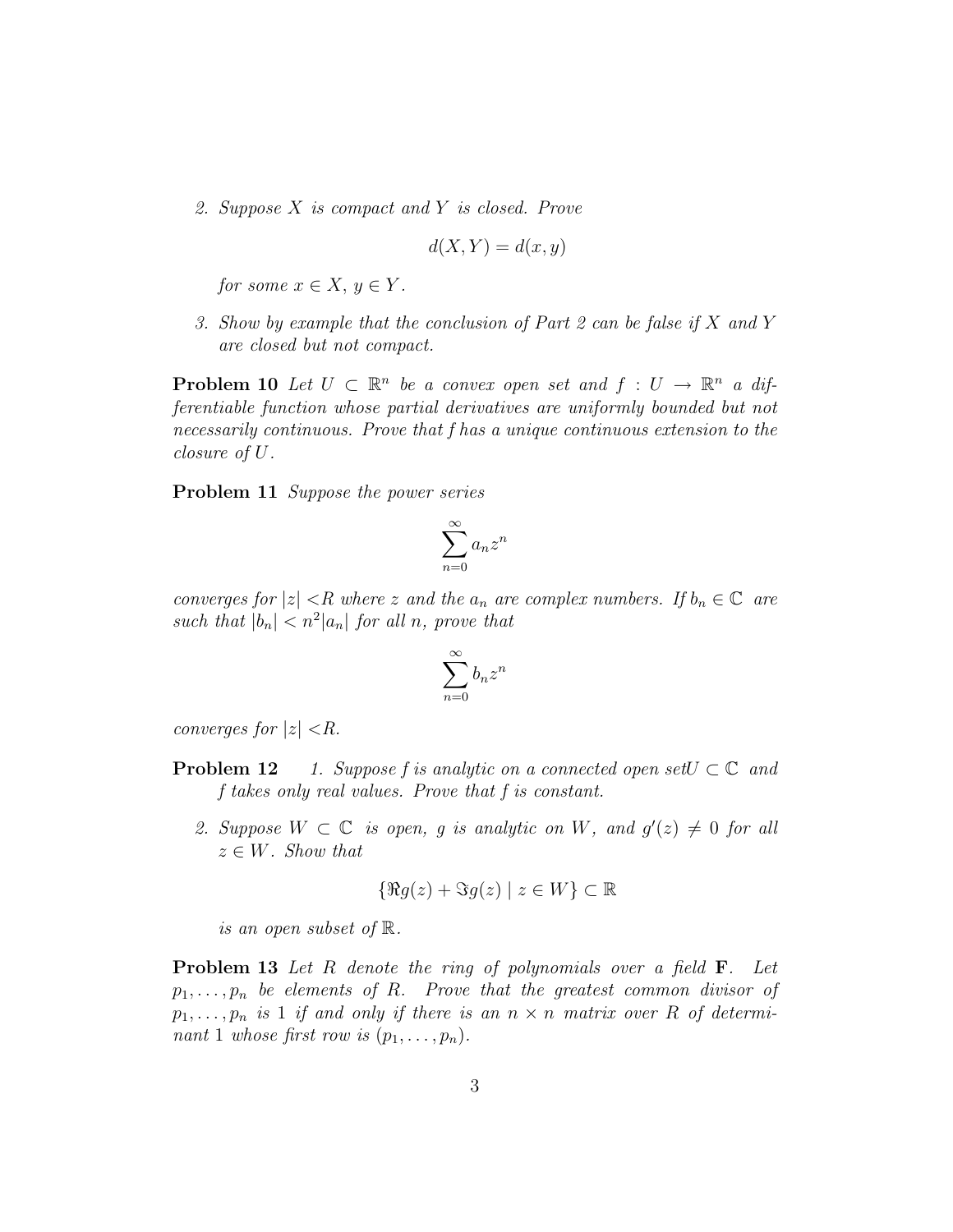2. *Suppose $X$ is compact and $Y$ is closed. Prove*

$$d(X,Y) = d(x,y)$$

*for some $x \in X$, $y \in Y$.*

3. *Show by example that the conclusion of Part 2 can be false if $X$ and $Y$ are closed but not compact.*

**Problem 10** *Let $U \subset \mathbb{R}^n$ be a convex open set and $f : U \to \mathbb{R}^n$ a differentiable function whose partial derivatives are uniformly bounded but not necessarily continuous. Prove that f has a unique continuous extension to the closure of $U$.*

**Problem 11** *Suppose the power series*

$$\sum_{n=0}^{\infty} a_n z^n$$

*converges for $|z| < R$ where $z$ and the $a_n$ are complex numbers. If $b_n \in \mathbb{C}$ are such that $|b_n| < n^2|a_n|$ for all $n$, prove that*

$$\sum_{n=0}^{\infty} b_n z^n$$

*converges for $|z| < R$.*

**Problem 12**

1. *Suppose f is analytic on a connected open set$U \subset \mathbb{C}$ and $f$ takes only real values. Prove that $f$ is constant.*

2. *Suppose $W \subset \mathbb{C}$ is open, $g$ is analytic on $W$, and $g'(z) \neq 0$ for all $z \in W$. Show that*

$$\{\Re g(z) + \Im g(z) \mid z \in W\} \subset \mathbb{R}$$

*is an open subset of $\mathbb{R}$.*

**Problem 13** *Let $R$ denote the ring of polynomials over a field $\mathbf{F}$. Let $p_1, \ldots, p_n$ be elements of $R$. Prove that the greatest common divisor of $p_1, \ldots, p_n$ is 1 if and only if there is an $n \times n$ matrix over $R$ of determinant 1 whose first row is $(p_1, \ldots, p_n)$.*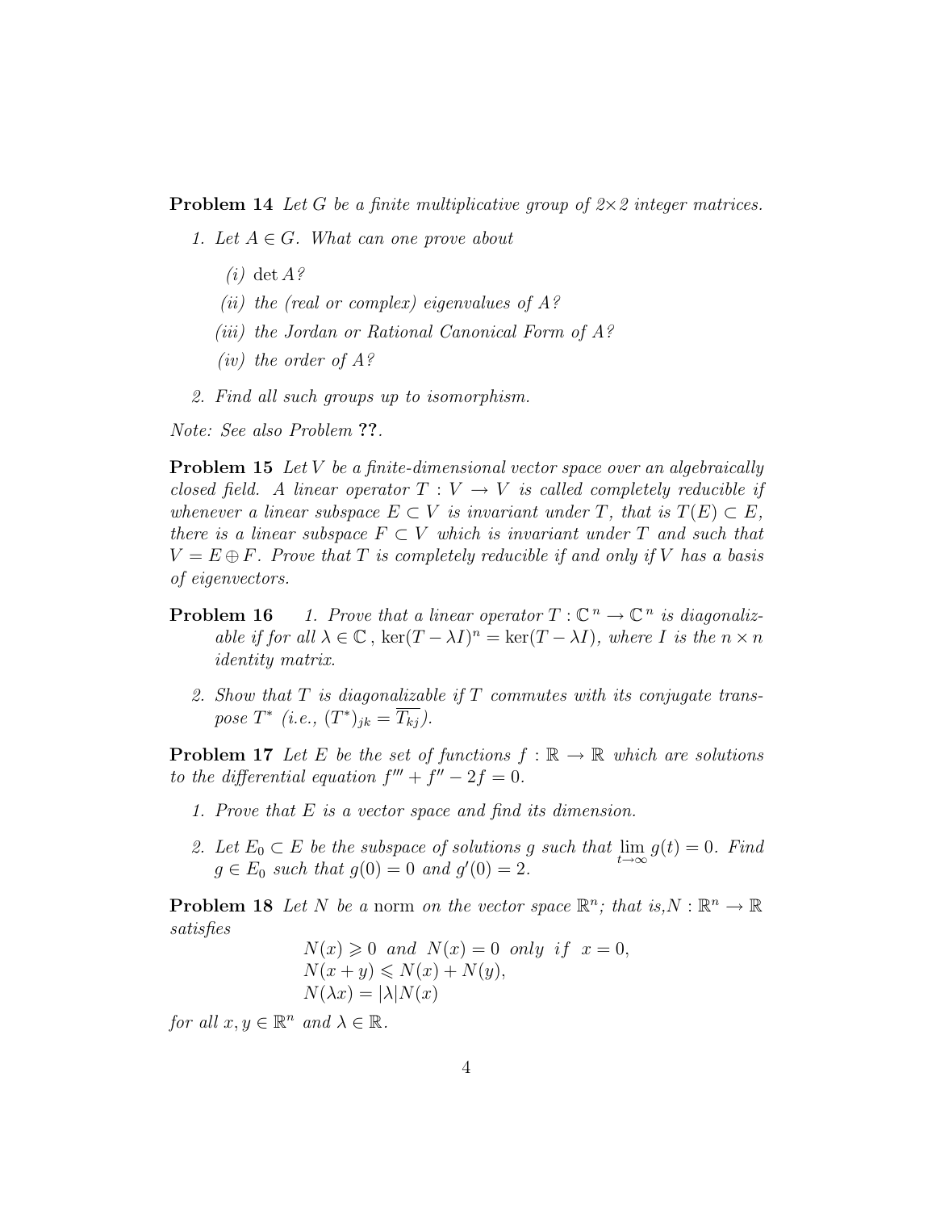**Problem 14** *Let $G$ be a finite multiplicative group of $2\times 2$ integer matrices.*

1. *Let $A \in G$. What can one prove about*
   - *(i)* $\det A$*?*
   - *(ii) the (real or complex) eigenvalues of $A$?*
   - *(iii) the Jordan or Rational Canonical Form of $A$?*
   - *(iv) the order of $A$?*
2. *Find all such groups up to isomorphism.*

*Note: See also Problem* **??**.

**Problem 15** *Let $V$ be a finite-dimensional vector space over an algebraically closed field. A linear operator $T : V \to V$ is called completely reducible if whenever a linear subspace $E \subset V$ is invariant under $T$, that is $T(E) \subset E$, there is a linear subspace $F \subset V$ which is invariant under $T$ and such that $V = E \oplus F$. Prove that $T$ is completely reducible if and only if $V$ has a basis of eigenvectors.*

**Problem 16**

1. *Prove that a linear operator $T : \mathbb{C}^n \to \mathbb{C}^n$ is diagonalizable if for all $\lambda \in \mathbb{C}$, $\ker(T - \lambda I)^n = \ker(T - \lambda I)$, where $I$ is the $n \times n$ identity matrix.*
2. *Show that $T$ is diagonalizable if $T$ commutes with its conjugate transpose $T^*$ (i.e., $(T^*)_{jk} = \overline{T_{kj}}$).*

**Problem 17** *Let $E$ be the set of functions $f : \mathbb{R} \to \mathbb{R}$ which are solutions to the differential equation $f''' + f'' - 2f = 0$.*

1. *Prove that $E$ is a vector space and find its dimension.*
2. *Let $E_0 \subset E$ be the subspace of solutions $g$ such that $\lim_{t\to\infty} g(t) = 0$. Find $g \in E_0$ such that $g(0) = 0$ and $g'(0) = 2$.*

**Problem 18** *Let $N$ be a* norm *on the vector space $\mathbb{R}^n$; that is, $N : \mathbb{R}^n \to \mathbb{R}$ satisfies*

$$
\begin{aligned}
&N(x) \geqslant 0 \ \text{ and } \ N(x) = 0 \ \text{ only if } \ x = 0,\\
&N(x + y) \leqslant N(x) + N(y),\\
&N(\lambda x) = |\lambda| N(x)
\end{aligned}
$$

*for all $x, y \in \mathbb{R}^n$ and $\lambda \in \mathbb{R}$.*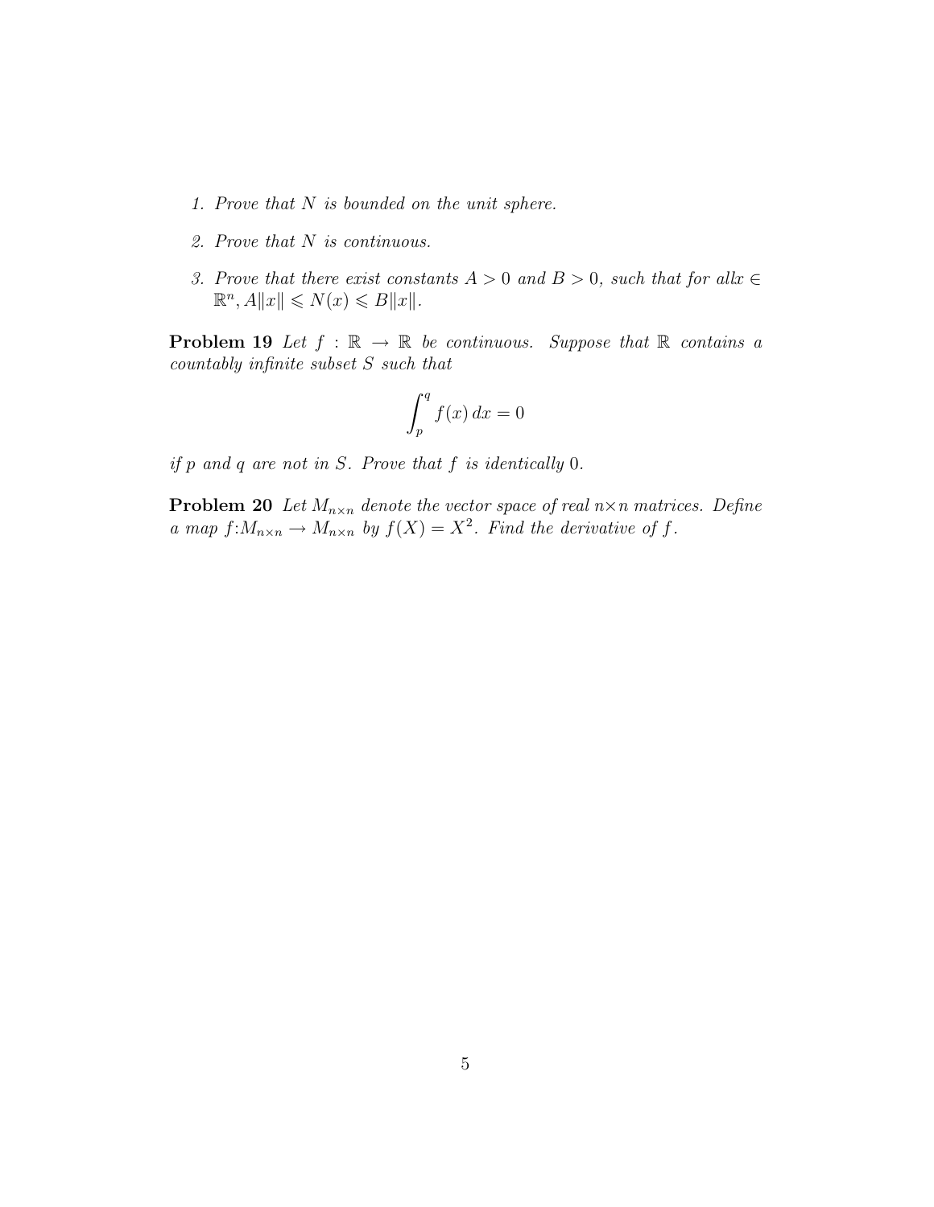1. *Prove that $N$ is bounded on the unit sphere.*

2. *Prove that $N$ is continuous.*

3. *Prove that there exist constants $A > 0$ and $B > 0$, such that for all $x \in \mathbb{R}^n, A\|x\| \leqslant N(x) \leqslant B\|x\|$.*

**Problem 19** *Let $f : \mathbb{R} \to \mathbb{R}$ be continuous. Suppose that $\mathbb{R}$ contains a countably infinite subset $S$ such that*

$$\int_p^q f(x)\,dx = 0$$

*if $p$ and $q$ are not in $S$. Prove that $f$ is identically 0.*

**Problem 20** *Let $M_{n\times n}$ denote the vector space of real $n\times n$ matrices. Define a map $f: M_{n\times n} \to M_{n\times n}$ by $f(X) = X^2$. Find the derivative of $f$.*